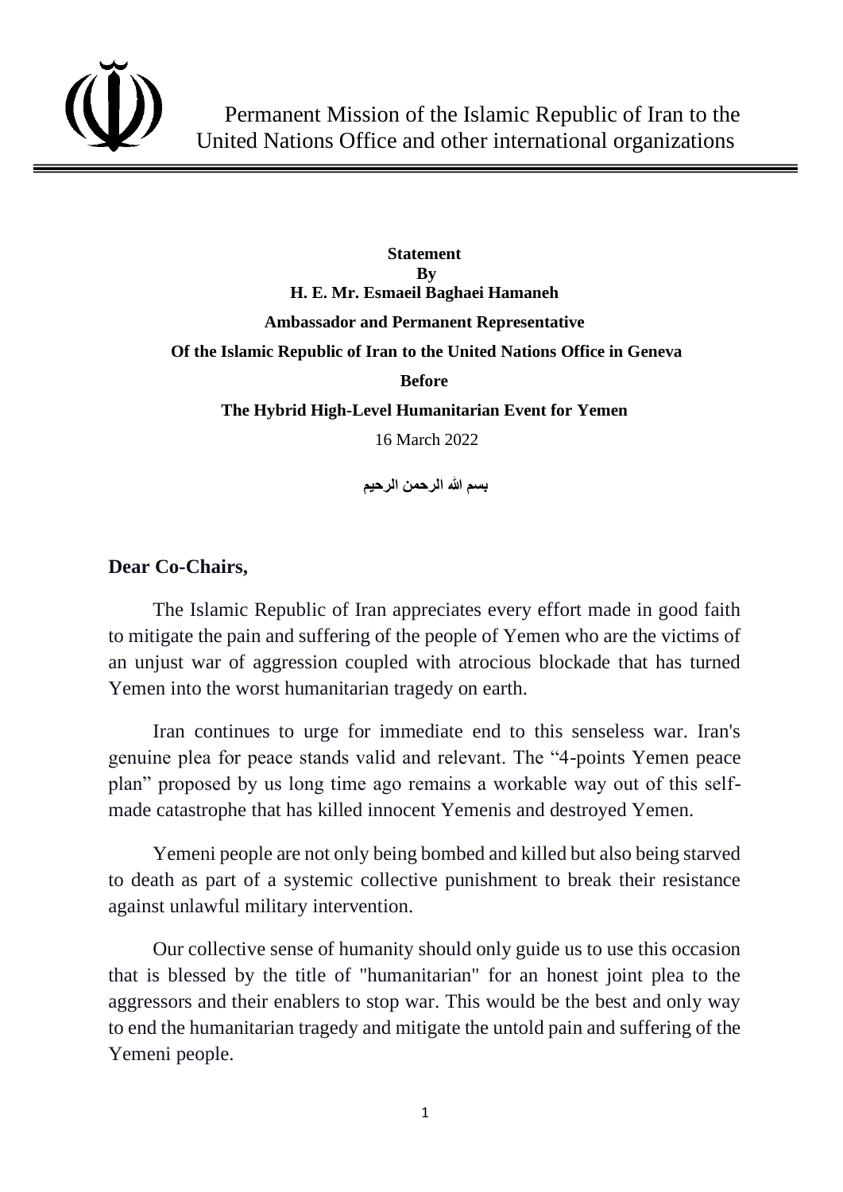Permanent Mission of the Islamic Republic of Iran to the United Nations Office and other international organizations

**Statement**
**By**
**H. E. Mr. Esmaeil Baghaei Hamaneh**

**Ambassador and Permanent Representative**

**Of the Islamic Republic of Iran to the United Nations Office in Geneva**

**Before**

**The Hybrid High-Level Humanitarian Event for Yemen**

16 March 2022

**بسم الله الرحمن الرحیم**

**Dear Co-Chairs,**

The Islamic Republic of Iran appreciates every effort made in good faith to mitigate the pain and suffering of the people of Yemen who are the victims of an unjust war of aggression coupled with atrocious blockade that has turned Yemen into the worst humanitarian tragedy on earth.

Iran continues to urge for immediate end to this senseless war. Iran's genuine plea for peace stands valid and relevant. The "4-points Yemen peace plan" proposed by us long time ago remains a workable way out of this self-made catastrophe that has killed innocent Yemenis and destroyed Yemen.

Yemeni people are not only being bombed and killed but also being starved to death as part of a systemic collective punishment to break their resistance against unlawful military intervention.

Our collective sense of humanity should only guide us to use this occasion that is blessed by the title of "humanitarian" for an honest joint plea to the aggressors and their enablers to stop war. This would be the best and only way to end the humanitarian tragedy and mitigate the untold pain and suffering of the Yemeni people.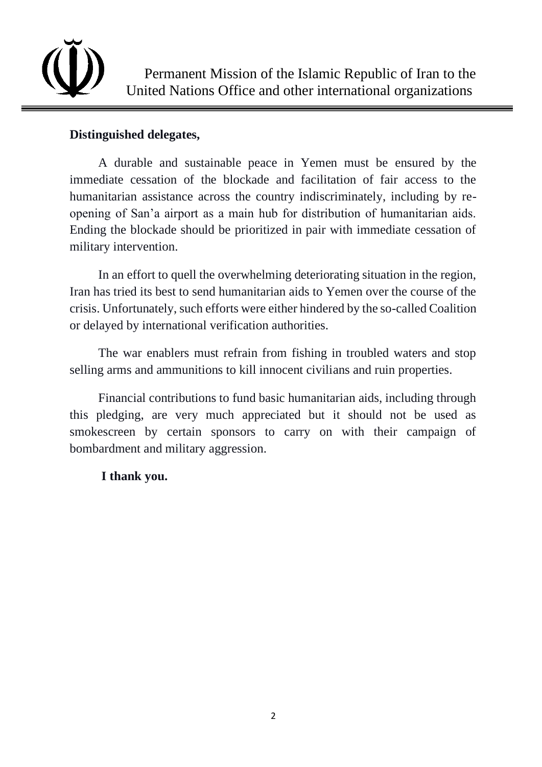Permanent Mission of the Islamic Republic of Iran to the United Nations Office and other international organizations

**Distinguished delegates,**

A durable and sustainable peace in Yemen must be ensured by the immediate cessation of the blockade and facilitation of fair access to the humanitarian assistance across the country indiscriminately, including by re-opening of San'a airport as a main hub for distribution of humanitarian aids. Ending the blockade should be prioritized in pair with immediate cessation of military intervention.

In an effort to quell the overwhelming deteriorating situation in the region, Iran has tried its best to send humanitarian aids to Yemen over the course of the crisis. Unfortunately, such efforts were either hindered by the so-called Coalition or delayed by international verification authorities.

The war enablers must refrain from fishing in troubled waters and stop selling arms and ammunitions to kill innocent civilians and ruin properties.

Financial contributions to fund basic humanitarian aids, including through this pledging, are very much appreciated but it should not be used as smokescreen by certain sponsors to carry on with their campaign of bombardment and military aggression.

**I thank you.**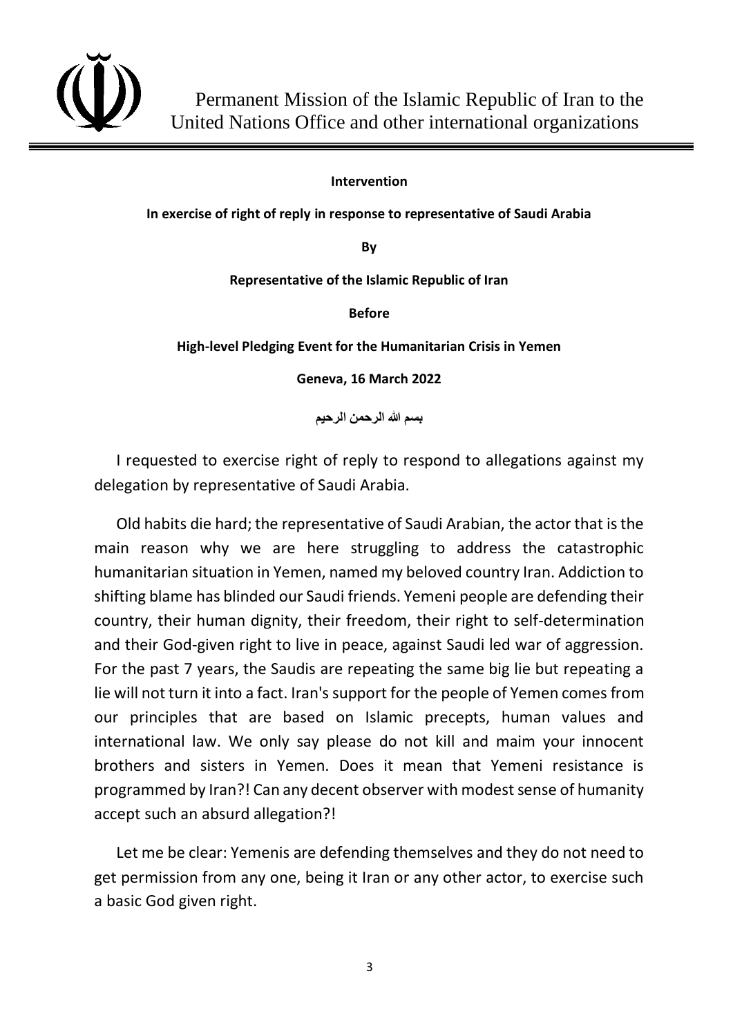Permanent Mission of the Islamic Republic of Iran to the United Nations Office and other international organizations

**Intervention**

**In exercise of right of reply in response to representative of Saudi Arabia**

**By**

**Representative of the Islamic Republic of Iran**

**Before**

**High-level Pledging Event for the Humanitarian Crisis in Yemen**

**Geneva, 16 March 2022**

**بسم الله الرحمن الرحيم**

I requested to exercise right of reply to respond to allegations against my delegation by representative of Saudi Arabia.

Old habits die hard; the representative of Saudi Arabian, the actor that is the main reason why we are here struggling to address the catastrophic humanitarian situation in Yemen, named my beloved country Iran. Addiction to shifting blame has blinded our Saudi friends. Yemeni people are defending their country, their human dignity, their freedom, their right to self-determination and their God-given right to live in peace, against Saudi led war of aggression. For the past 7 years, the Saudis are repeating the same big lie but repeating a lie will not turn it into a fact. Iran's support for the people of Yemen comes from our principles that are based on Islamic precepts, human values and international law. We only say please do not kill and maim your innocent brothers and sisters in Yemen. Does it mean that Yemeni resistance is programmed by Iran?! Can any decent observer with modest sense of humanity accept such an absurd allegation?!

Let me be clear: Yemenis are defending themselves and they do not need to get permission from any one, being it Iran or any other actor, to exercise such a basic God given right.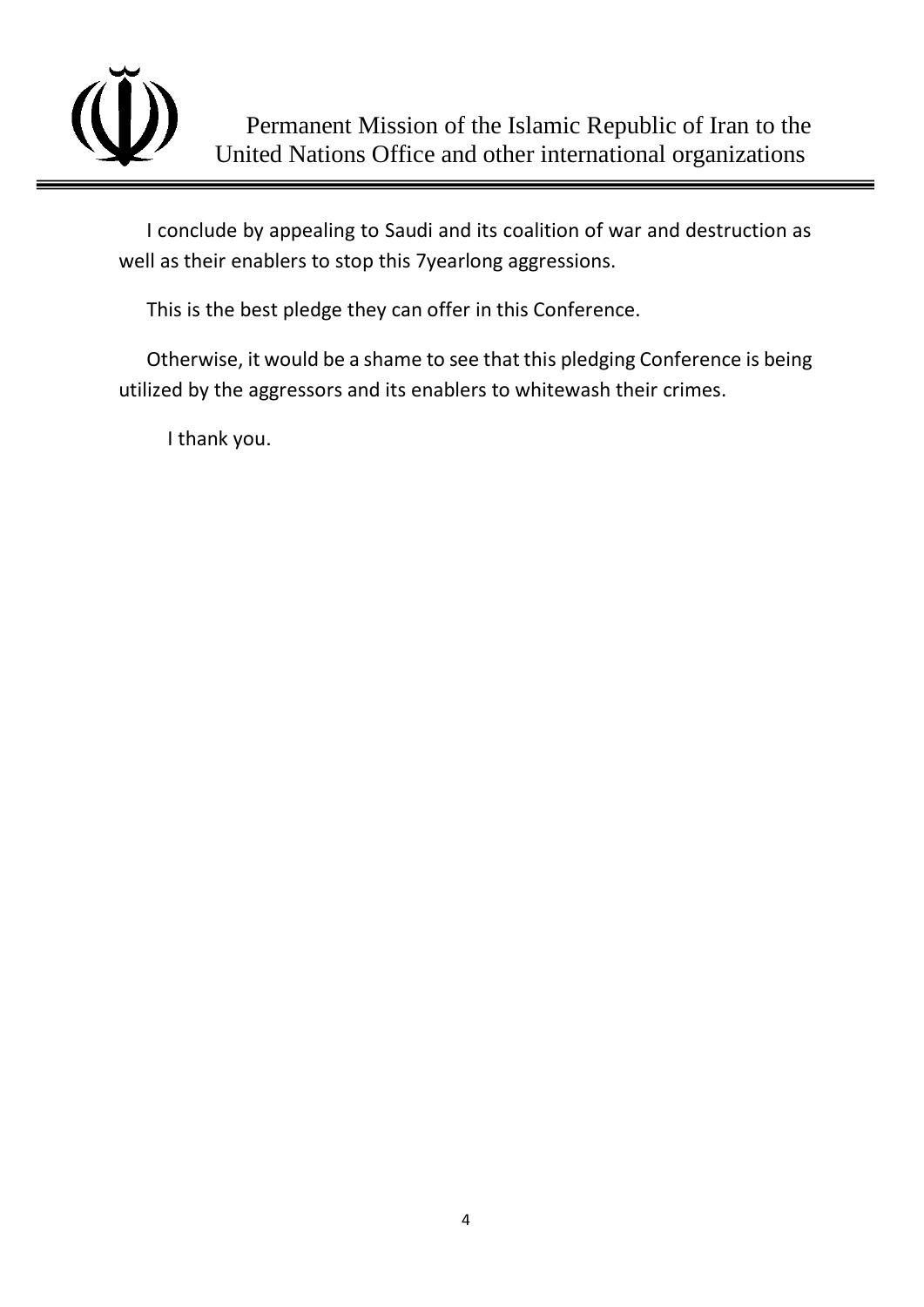I conclude by appealing to Saudi and its coalition of war and destruction as well as their enablers to stop this 7yearlong aggressions.

This is the best pledge they can offer in this Conference.

Otherwise, it would be a shame to see that this pledging Conference is being utilized by the aggressors and its enablers to whitewash their crimes.

I thank you.